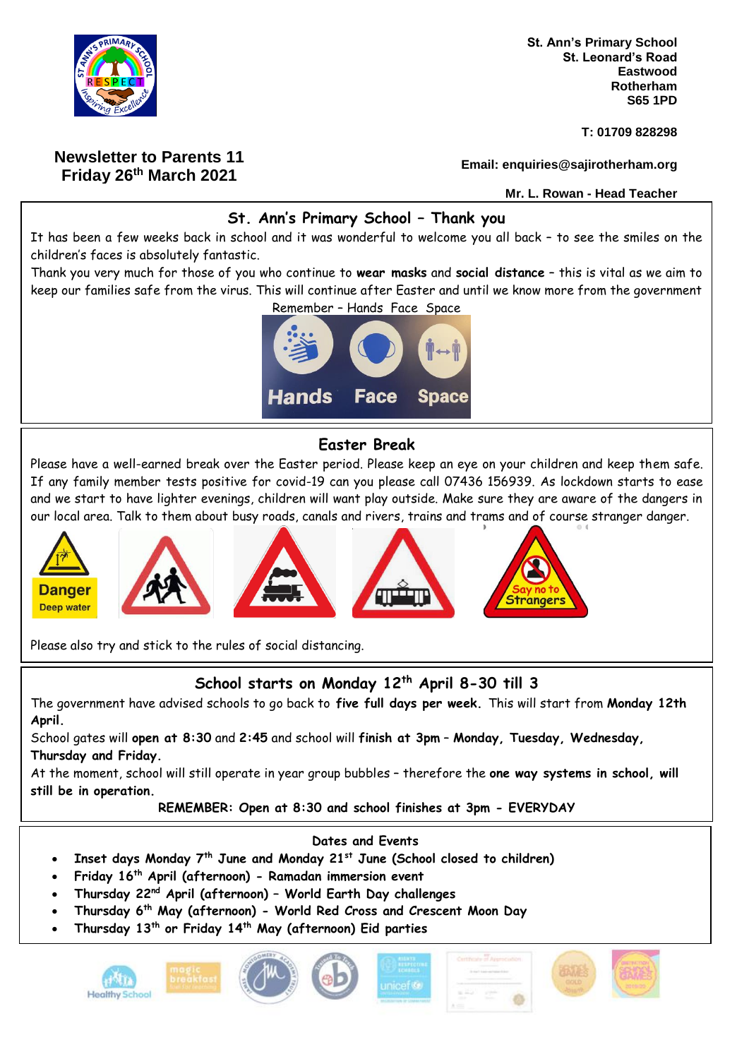St. Ann's Primary School
St. Leonard's Road
Eastwood
Rotherham
S65 1PD

T: 01709 828298

Email: enquiries@sajirotherham.org

Mr. L. Rowan - Head Teacher

# Newsletter to Parents 11
## Friday 26th March 2021

## St. Ann's Primary School – Thank you

It has been a few weeks back in school and it was wonderful to welcome you all back – to see the smiles on the children's faces is absolutely fantastic.

Thank you very much for those of you who continue to **wear masks** and **social distance** – this is vital as we aim to keep our families safe from the virus. This will continue after Easter and until we know more from the government

Remember – Hands Face Space

## Easter Break

Please have a well-earned break over the Easter period. Please keep an eye on your children and keep them safe. If any family member tests positive for covid-19 can you please call 07436 156939. As lockdown starts to ease and we start to have lighter evenings, children will want play outside. Make sure they are aware of the dangers in our local area. Talk to them about busy roads, canals and rivers, trains and trams and of course stranger danger.

Please also try and stick to the rules of social distancing.

## School starts on Monday 12th April 8-30 till 3

The government have advised schools to go back to **five full days per week.** This will start from **Monday 12th April.**

School gates will **open at 8:30** and **2:45** and school will **finish at 3pm** – **Monday, Tuesday, Wednesday, Thursday and Friday.**

At the moment, school will still operate in year group bubbles – therefore the **one way systems in school, will still be in operation.**

**REMEMBER: Open at 8:30 and school finishes at 3pm - EVERYDAY**

## Dates and Events

- **Inset days Monday 7th June and Monday 21st June (School closed to children)**
- **Friday 16th April (afternoon) - Ramadan immersion event**
- **Thursday 22nd April (afternoon) – World Earth Day challenges**
- **Thursday 6th May (afternoon) - World Red Cross and Crescent Moon Day**
- **Thursday 13th or Friday 14th May (afternoon) Eid parties**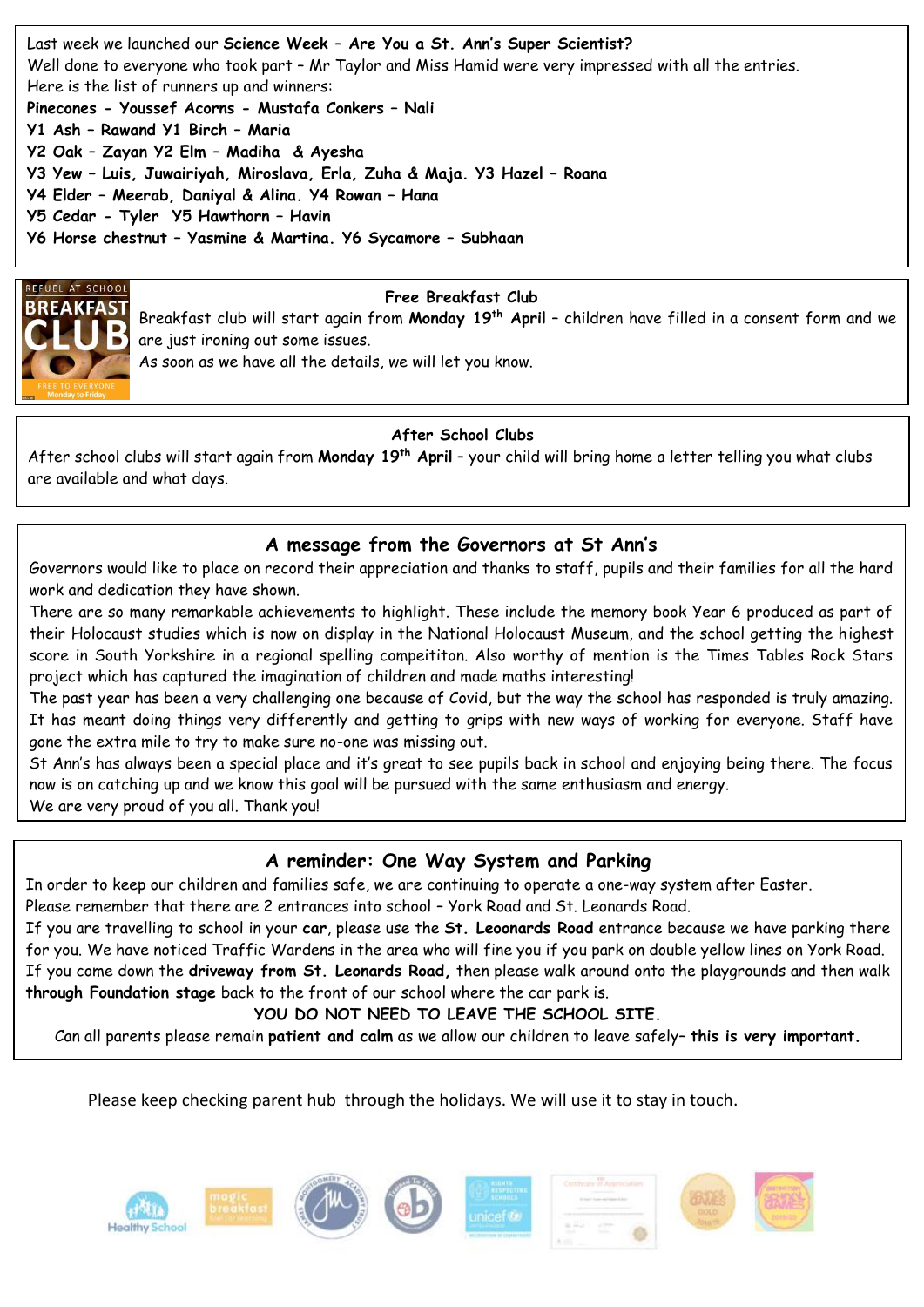Last week we launched our **Science Week – Are You a St. Ann's Super Scientist?**
Well done to everyone who took part – Mr Taylor and Miss Hamid were very impressed with all the entries.
Here is the list of runners up and winners:
**Pinecones - Youssef Acorns - Mustafa Conkers – Nali**
**Y1 Ash – Rawand Y1 Birch – Maria**
**Y2 Oak – Zayan Y2 Elm – Madiha & Ayesha**
**Y3 Yew – Luis, Juwairiyah, Miroslava, Erla, Zuha & Maja. Y3 Hazel – Roana**
**Y4 Elder – Meerab, Daniyal & Alina. Y4 Rowan – Hana**
**Y5 Cedar - Tyler Y5 Hawthorn – Havin**
**Y6 Horse chestnut – Yasmine & Martina. Y6 Sycamore – Subhaan**

REFUEL AT SCHOOL BREAKFAST CLUB FREE TO EVERYONE Monday to Friday

**Free Breakfast Club**

Breakfast club will start again from **Monday 19th April** – children have filled in a consent form and we are just ironing out some issues.
As soon as we have all the details, we will let you know.

**After School Clubs**

After school clubs will start again from **Monday 19th April** – your child will bring home a letter telling you what clubs are available and what days.

## A message from the Governors at St Ann's

Governors would like to place on record their appreciation and thanks to staff, pupils and their families for all the hard work and dedication they have shown.
There are so many remarkable achievements to highlight. These include the memory book Year 6 produced as part of their Holocaust studies which is now on display in the National Holocaust Museum, and the school getting the highest score in South Yorkshire in a regional spelling compeititon. Also worthy of mention is the Times Tables Rock Stars project which has captured the imagination of children and made maths interesting!
The past year has been a very challenging one because of Covid, but the way the school has responded is truly amazing. It has meant doing things very differently and getting to grips with new ways of working for everyone. Staff have gone the extra mile to try to make sure no-one was missing out.
St Ann's has always been a special place and it's great to see pupils back in school and enjoying being there. The focus now is on catching up and we know this goal will be pursued with the same enthusiasm and energy.
We are very proud of you all. Thank you!

## A reminder: One Way System and Parking

In order to keep our children and families safe, we are continuing to operate a one-way system after Easter.
Please remember that there are 2 entrances into school – York Road and St. Leonards Road.
If you are travelling to school in your **car**, please use the **St. Leonards Road** entrance because we have parking there for you. We have noticed Traffic Wardens in the area who will fine you if you park on double yellow lines on York Road.
If you come down the **driveway from St. Leonards Road,** then please walk around onto the playgrounds and then walk **through Foundation stage** back to the front of our school where the car park is.

**YOU DO NOT NEED TO LEAVE THE SCHOOL SITE.**

Can all parents please remain **patient and calm** as we allow our children to leave safely– **this is very important.**

Please keep checking parent hub through the holidays. We will use it to stay in touch.